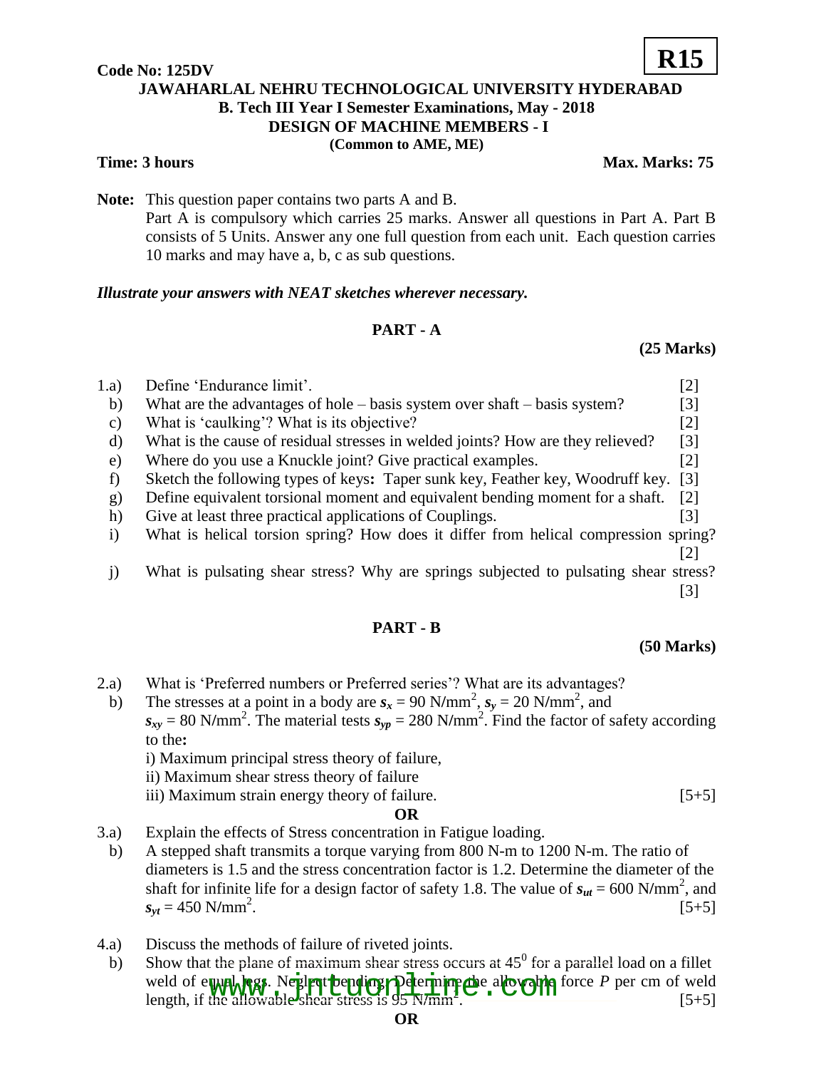**Code No: 125DV** **R15**

# JAWAHARLAL NEHRU TECHNOLOGICAL UNIVERSITY HYDERABAD

## B. Tech III Year I Semester Examinations, May - 2018

## DESIGN OF MACHINE MEMBERS - I

**(Common to AME, ME)**

**Time: 3 hours** **Max. Marks: 75**

**Note:** This question paper contains two parts A and B.
Part A is compulsory which carries 25 marks. Answer all questions in Part A. Part B consists of 5 Units. Answer any one full question from each unit. Each question carries 10 marks and may have a, b, c as sub questions.

***Illustrate your answers with NEAT sketches wherever necessary.***

## PART - A

**(25 Marks)**

1.a) Define 'Endurance limit'. [2]

b) What are the advantages of hole – basis system over shaft – basis system? [3]

c) What is 'caulking'? What is its objective? [2]

d) What is the cause of residual stresses in welded joints? How are they relieved? [3]

e) Where do you use a Knuckle joint? Give practical examples. [2]

f) Sketch the following types of keys**:** Taper sunk key, Feather key, Woodruff key. [3]

g) Define equivalent torsional moment and equivalent bending moment for a shaft. [2]

h) Give at least three practical applications of Couplings. [3]

i) What is helical torsion spring? How does it differ from helical compression spring? [2]

j) What is pulsating shear stress? Why are springs subjected to pulsating shear stress? [3]

## PART - B

**(50 Marks)**

2.a) What is 'Preferred numbers or Preferred series'? What are its advantages?

b) The stresses at a point in a body are $s_x$ = 90 N/mm$^2$, $s_y$ = 20 N/mm$^2$, and $s_{xy}$ = 80 N/mm$^2$. The material tests $s_{yp}$ = 280 N/mm$^2$. Find the factor of safety according to the**:**
i) Maximum principal stress theory of failure,
ii) Maximum shear stress theory of failure
iii) Maximum strain energy theory of failure. [5+5]

**OR**

3.a) Explain the effects of Stress concentration in Fatigue loading.

b) A stepped shaft transmits a torque varying from 800 N-m to 1200 N-m. The ratio of diameters is 1.5 and the stress concentration factor is 1.2. Determine the diameter of the shaft for infinite life for a design factor of safety 1.8. The value of $s_{ut}$ = 600 N/mm$^2$, and $s_{yt}$ = 450 N/mm$^2$. [5+5]

4.a) Discuss the methods of failure of riveted joints.

b) Show that the plane of maximum shear stress occurs at 45$^0$ for a parallel load on a fillet weld of equal legs. Neglect bending. Determine the allowable force *P* per cm of weld length, if the allowable shear stress is 95 N/mm$^2$. [5+5]

**OR**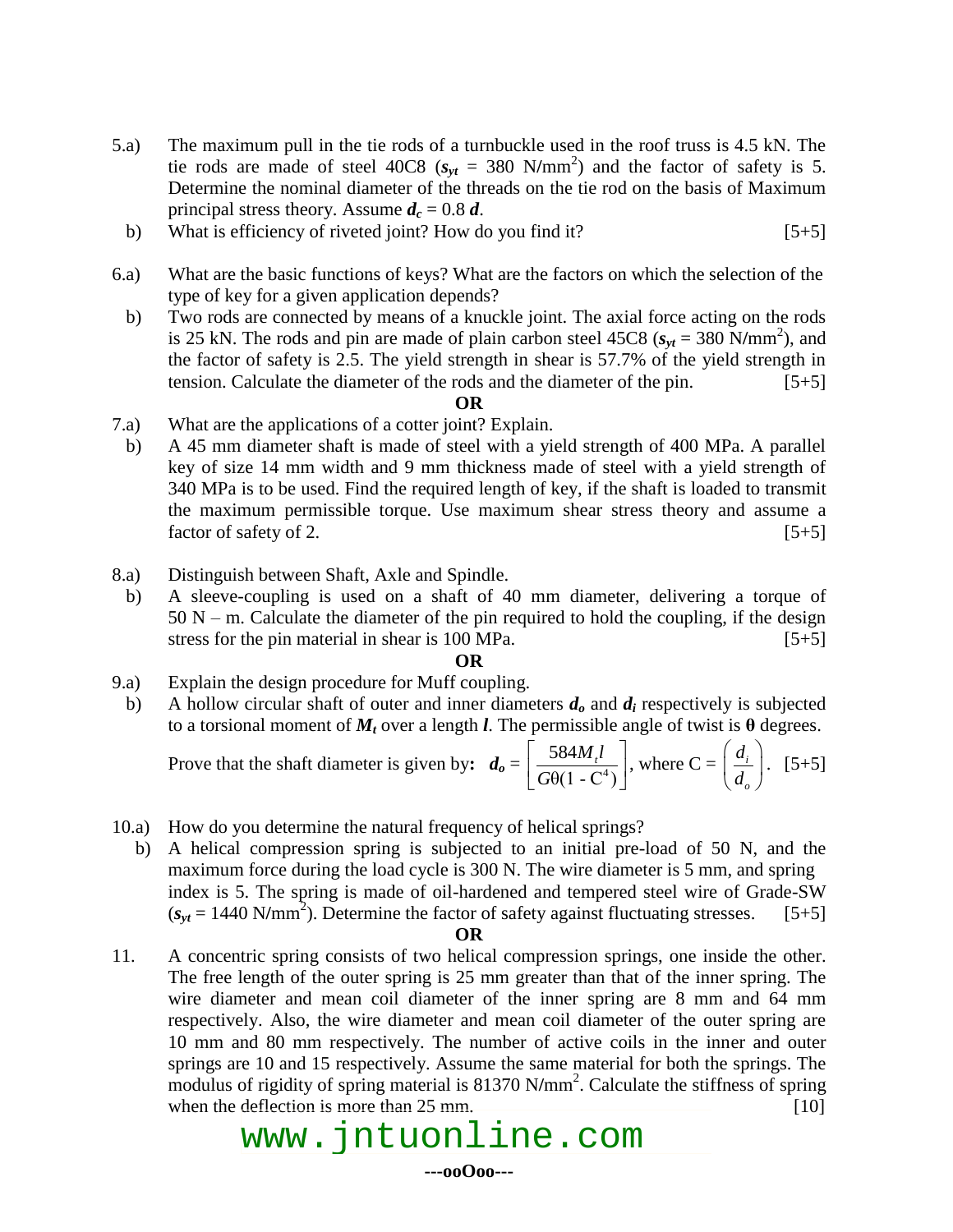5.a) The maximum pull in the tie rods of a turnbuckle used in the roof truss is 4.5 kN. The tie rods are made of steel 40C8 ($s_{yt}$ = 380 N/mm$^2$) and the factor of safety is 5. Determine the nominal diameter of the threads on the tie rod on the basis of Maximum principal stress theory. Assume $d_c = 0.8\ d$.

b) What is efficiency of riveted joint? How do you find it? [5+5]

6.a) What are the basic functions of keys? What are the factors on which the selection of the type of key for a given application depends?

b) Two rods are connected by means of a knuckle joint. The axial force acting on the rods is 25 kN. The rods and pin are made of plain carbon steel 45C8 ($s_{yt}$ = 380 N/mm$^2$), and the factor of safety is 2.5. The yield strength in shear is 57.7% of the yield strength in tension. Calculate the diameter of the rods and the diameter of the pin. [5+5]

**OR**

7.a) What are the applications of a cotter joint? Explain.

b) A 45 mm diameter shaft is made of steel with a yield strength of 400 MPa. A parallel key of size 14 mm width and 9 mm thickness made of steel with a yield strength of 340 MPa is to be used. Find the required length of key, if the shaft is loaded to transmit the maximum permissible torque. Use maximum shear stress theory and assume a factor of safety of 2. [5+5]

8.a) Distinguish between Shaft, Axle and Spindle.

b) A sleeve-coupling is used on a shaft of 40 mm diameter, delivering a torque of 50 N – m. Calculate the diameter of the pin required to hold the coupling, if the design stress for the pin material in shear is 100 MPa. [5+5]

**OR**

9.a) Explain the design procedure for Muff coupling.

b) A hollow circular shaft of outer and inner diameters $d_o$ and $d_i$ respectively is subjected to a torsional moment of $M_t$ over a length $l$. The permissible angle of twist is $\theta$ degrees.

Prove that the shaft diameter is given by: $d_o = \left[\dfrac{584 M_t l}{G\theta(1 - C^4)}\right]$, where $C = \left(\dfrac{d_i}{d_o}\right)$. [5+5]

10.a) How do you determine the natural frequency of helical springs?

b) A helical compression spring is subjected to an initial pre-load of 50 N, and the maximum force during the load cycle is 300 N. The wire diameter is 5 mm, and spring index is 5. The spring is made of oil-hardened and tempered steel wire of Grade-SW ($s_{yt}$ = 1440 N/mm$^2$). Determine the factor of safety against fluctuating stresses. [5+5]

**OR**

11. A concentric spring consists of two helical compression springs, one inside the other. The free length of the outer spring is 25 mm greater than that of the inner spring. The wire diameter and mean coil diameter of the inner spring are 8 mm and 64 mm respectively. Also, the wire diameter and mean coil diameter of the outer spring are 10 mm and 80 mm respectively. The number of active coils in the inner and outer springs are 10 and 15 respectively. Assume the same material for both the springs. The modulus of rigidity of spring material is 81370 N/mm$^2$. Calculate the stiffness of spring when the deflection is more than 25 mm. [10]

www.jntuonline.com

---ooOoo---